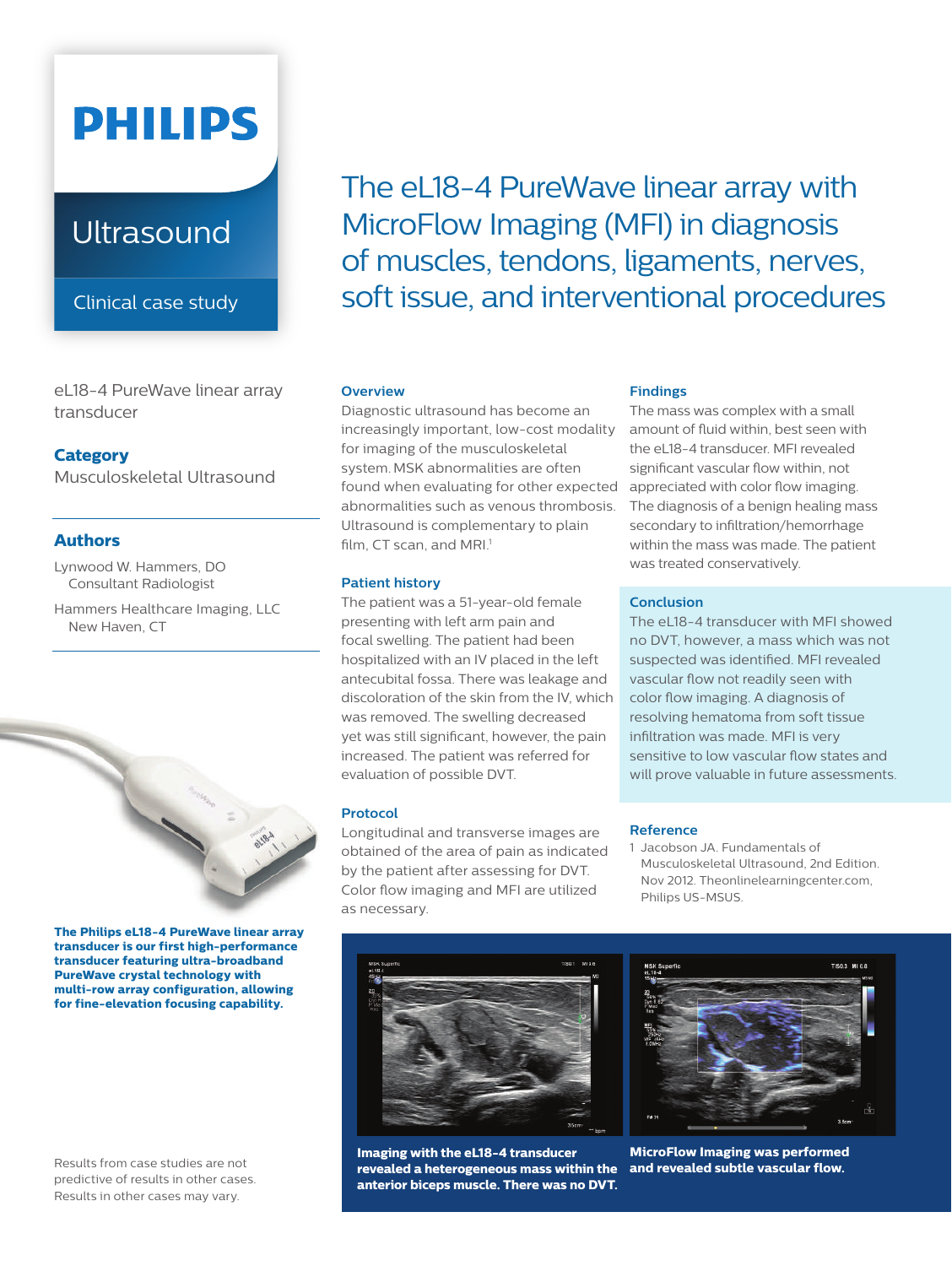# PHILIPS

## Ultrasound

Clinical case study

# The eL18-4 PureWave linear array with MicroFlow Imaging (MFI) in diagnosis of muscles, tendons, ligaments, nerves, soft issue, and interventional procedures

eL18-4 PureWave linear array transducer

### Category

Musculoskeletal Ultrasound

### Authors

Lynwood W. Hammers, DO
Consultant Radiologist

Hammers Healthcare Imaging, LLC
New Haven, CT

**The Philips eL18-4 PureWave linear array transducer is our first high-performance transducer featuring ultra-broadband PureWave crystal technology with multi-row array configuration, allowing for fine-elevation focusing capability.**

### Overview

Diagnostic ultrasound has become an increasingly important, low-cost modality for imaging of the musculoskeletal system. MSK abnormalities are often found when evaluating for other expected abnormalities such as venous thrombosis. Ultrasound is complementary to plain film, CT scan, and MRI.[1]

### Patient history

The patient was a 51-year-old female presenting with left arm pain and focal swelling. The patient had been hospitalized with an IV placed in the left antecubital fossa. There was leakage and discoloration of the skin from the IV, which was removed. The swelling decreased yet was still significant, however, the pain increased. The patient was referred for evaluation of possible DVT.

### Protocol

Longitudinal and transverse images are obtained of the area of pain as indicated by the patient after assessing for DVT. Color flow imaging and MFI are utilized as necessary.

### Findings

The mass was complex with a small amount of fluid within, best seen with the eL18-4 transducer. MFI revealed significant vascular flow within, not appreciated with color flow imaging. The diagnosis of a benign healing mass secondary to infiltration/hemorrhage within the mass was made. The patient was treated conservatively.

### Conclusion

The eL18-4 transducer with MFI showed no DVT, however, a mass which was not suspected was identified. MFI revealed vascular flow not readily seen with color flow imaging. A diagnosis of resolving hematoma from soft tissue infiltration was made. MFI is very sensitive to low vascular flow states and will prove valuable in future assessments.

### Reference

1. Jacobson JA. Fundamentals of Musculoskeletal Ultrasound, 2nd Edition. Nov 2012. Theonlinelearningcenter.com, Philips US-MSUS.

**Imaging with the eL18-4 transducer revealed a heterogeneous mass within the anterior biceps muscle. There was no DVT.**

**MicroFlow Imaging was performed and revealed subtle vascular flow.**

Results from case studies are not predictive of results in other cases. Results in other cases may vary.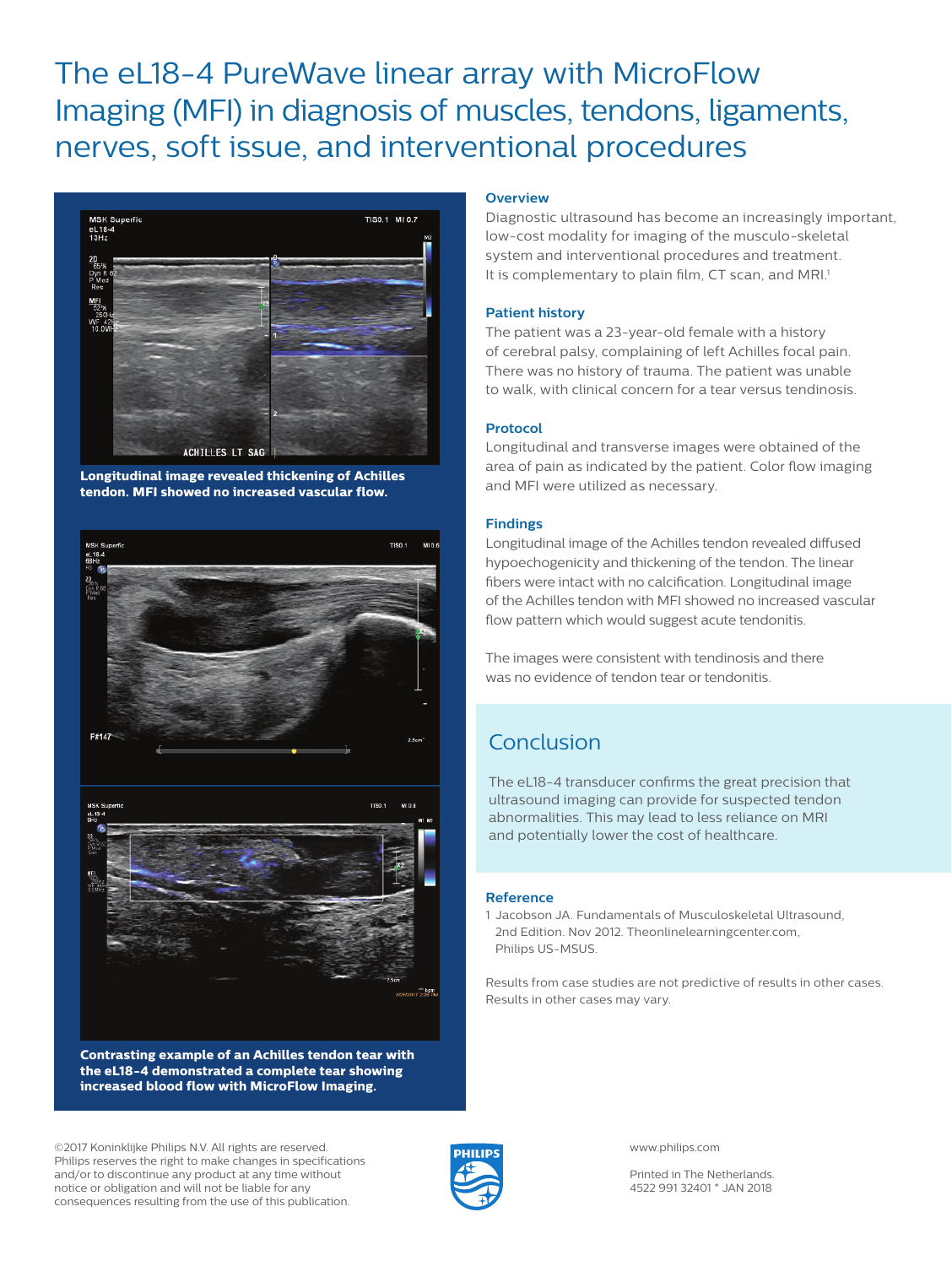# The eL18-4 PureWave linear array with MicroFlow Imaging (MFI) in diagnosis of muscles, tendons, ligaments, nerves, soft issue, and interventional procedures

**Longitudinal image revealed thickening of Achilles tendon. MFI showed no increased vascular flow.**

**Contrasting example of an Achilles tendon tear with the eL18-4 demonstrated a complete tear showing increased blood flow with MicroFlow Imaging.**

### Overview

Diagnostic ultrasound has become an increasingly important, low-cost modality for imaging of the musculo-skeletal system and interventional procedures and treatment. It is complementary to plain film, CT scan, and MRI.[1]

### Patient history

The patient was a 23-year-old female with a history of cerebral palsy, complaining of left Achilles focal pain. There was no history of trauma. The patient was unable to walk, with clinical concern for a tear versus tendinosis.

### Protocol

Longitudinal and transverse images were obtained of the area of pain as indicated by the patient. Color flow imaging and MFI were utilized as necessary.

### Findings

Longitudinal image of the Achilles tendon revealed diffused hypoechogenicity and thickening of the tendon. The linear fibers were intact with no calcification. Longitudinal image of the Achilles tendon with MFI showed no increased vascular flow pattern which would suggest acute tendonitis.

The images were consistent with tendinosis and there was no evidence of tendon tear or tendonitis.

## Conclusion

The eL18-4 transducer confirms the great precision that ultrasound imaging can provide for suspected tendon abnormalities. This may lead to less reliance on MRI and potentially lower the cost of healthcare.

### Reference

1 Jacobson JA. Fundamentals of Musculoskeletal Ultrasound, 2nd Edition. Nov 2012. Theonlinelearningcenter.com, Philips US-MSUS.

Results from case studies are not predictive of results in other cases. Results in other cases may vary.

©2017 Koninklijke Philips N.V. All rights reserved. Philips reserves the right to make changes in specifications and/or to discontinue any product at any time without notice or obligation and will not be liable for any consequences resulting from the use of this publication.

www.philips.com

Printed in The Netherlands.
4522 991 32401 * JAN 2018